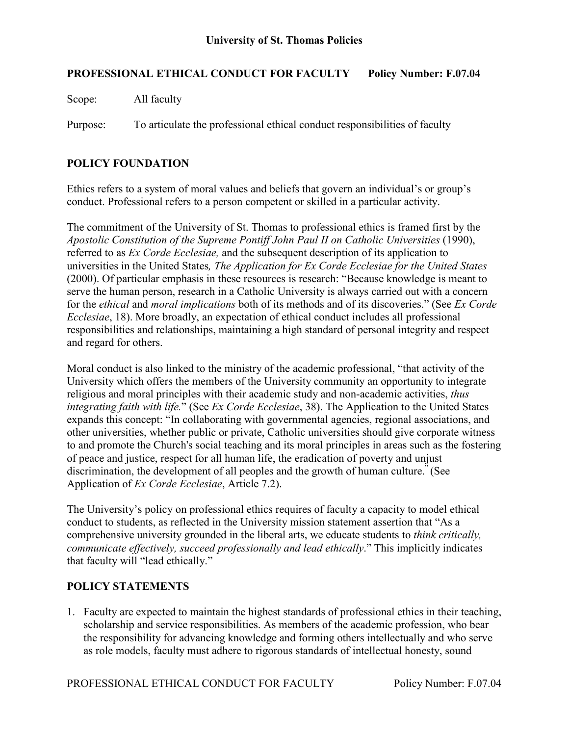**University of St. Thomas Policies**

# PROFESSIONAL ETHICAL CONDUCT FOR FACULTY — Policy Number: F.07.04

Scope: All faculty

Purpose: To articulate the professional ethical conduct responsibilities of faculty

## POLICY FOUNDATION

Ethics refers to a system of moral values and beliefs that govern an individual's or group's conduct. Professional refers to a person competent or skilled in a particular activity.

The commitment of the University of St. Thomas to professional ethics is framed first by the *Apostolic Constitution of the Supreme Pontiff John Paul II on Catholic Universities* (1990), referred to as *Ex Corde Ecclesiae,* and the subsequent description of its application to universities in the United States*, The Application for Ex Corde Ecclesiae for the United States* (2000). Of particular emphasis in these resources is research: "Because knowledge is meant to serve the human person, research in a Catholic University is always carried out with a concern for the *ethical* and *moral implications* both of its methods and of its discoveries." (See *Ex Corde Ecclesiae*, 18). More broadly, an expectation of ethical conduct includes all professional responsibilities and relationships, maintaining a high standard of personal integrity and respect and regard for others.

Moral conduct is also linked to the ministry of the academic professional, "that activity of the University which offers the members of the University community an opportunity to integrate religious and moral principles with their academic study and non-academic activities, *thus integrating faith with life.*" (See *Ex Corde Ecclesiae*, 38). The Application to the United States expands this concept: "In collaborating with governmental agencies, regional associations, and other universities, whether public or private, Catholic universities should give corporate witness to and promote the Church's social teaching and its moral principles in areas such as the fostering of peace and justice, respect for all human life, the eradication of poverty and unjust discrimination, the development of all peoples and the growth of human culture." (See Application of *Ex Corde Ecclesiae*, Article 7.2).

The University's policy on professional ethics requires of faculty a capacity to model ethical conduct to students, as reflected in the University mission statement assertion that "As a comprehensive university grounded in the liberal arts, we educate students to *think critically, communicate effectively, succeed professionally and lead ethically*." This implicitly indicates that faculty will "lead ethically."

## POLICY STATEMENTS

1. Faculty are expected to maintain the highest standards of professional ethics in their teaching, scholarship and service responsibilities. As members of the academic profession, who bear the responsibility for advancing knowledge and forming others intellectually and who serve as role models, faculty must adhere to rigorous standards of intellectual honesty, sound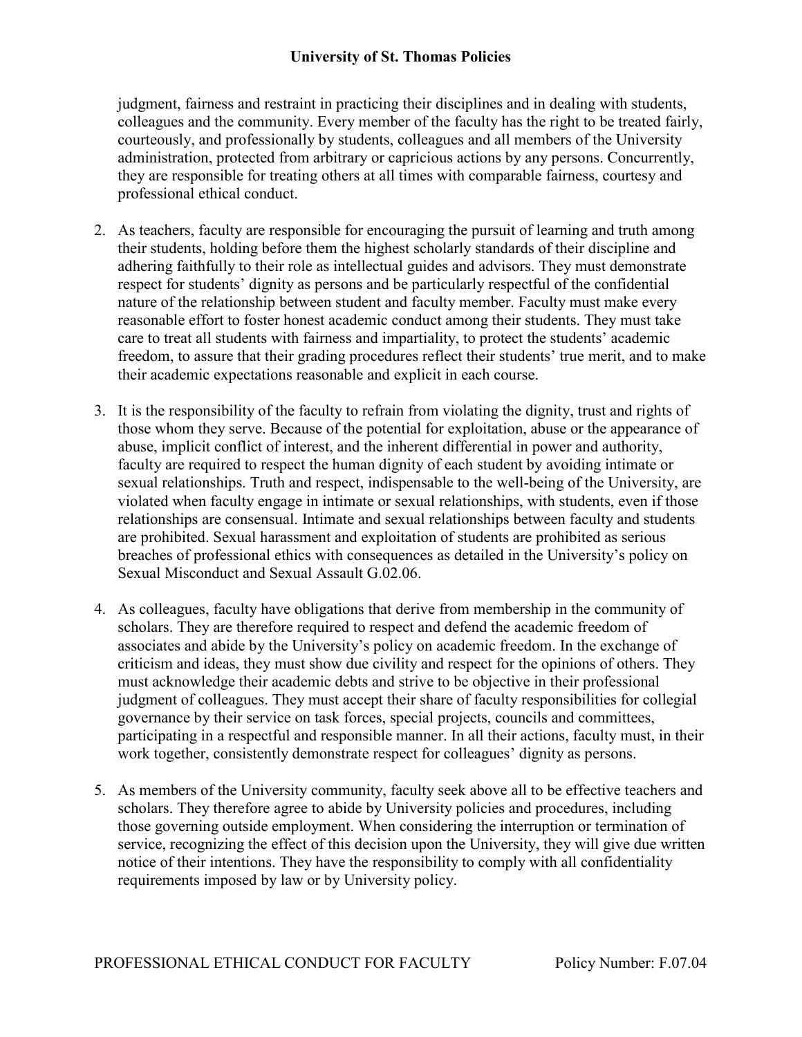judgment, fairness and restraint in practicing their disciplines and in dealing with students, colleagues and the community. Every member of the faculty has the right to be treated fairly, courteously, and professionally by students, colleagues and all members of the University administration, protected from arbitrary or capricious actions by any persons. Concurrently, they are responsible for treating others at all times with comparable fairness, courtesy and professional ethical conduct.

2. As teachers, faculty are responsible for encouraging the pursuit of learning and truth among their students, holding before them the highest scholarly standards of their discipline and adhering faithfully to their role as intellectual guides and advisors. They must demonstrate respect for students' dignity as persons and be particularly respectful of the confidential nature of the relationship between student and faculty member. Faculty must make every reasonable effort to foster honest academic conduct among their students. They must take care to treat all students with fairness and impartiality, to protect the students' academic freedom, to assure that their grading procedures reflect their students' true merit, and to make their academic expectations reasonable and explicit in each course.

3. It is the responsibility of the faculty to refrain from violating the dignity, trust and rights of those whom they serve. Because of the potential for exploitation, abuse or the appearance of abuse, implicit conflict of interest, and the inherent differential in power and authority, faculty are required to respect the human dignity of each student by avoiding intimate or sexual relationships. Truth and respect, indispensable to the well-being of the University, are violated when faculty engage in intimate or sexual relationships, with students, even if those relationships are consensual. Intimate and sexual relationships between faculty and students are prohibited. Sexual harassment and exploitation of students are prohibited as serious breaches of professional ethics with consequences as detailed in the University's policy on Sexual Misconduct and Sexual Assault G.02.06.

4. As colleagues, faculty have obligations that derive from membership in the community of scholars. They are therefore required to respect and defend the academic freedom of associates and abide by the University's policy on academic freedom. In the exchange of criticism and ideas, they must show due civility and respect for the opinions of others. They must acknowledge their academic debts and strive to be objective in their professional judgment of colleagues. They must accept their share of faculty responsibilities for collegial governance by their service on task forces, special projects, councils and committees, participating in a respectful and responsible manner. In all their actions, faculty must, in their work together, consistently demonstrate respect for colleagues' dignity as persons.

5. As members of the University community, faculty seek above all to be effective teachers and scholars. They therefore agree to abide by University policies and procedures, including those governing outside employment. When considering the interruption or termination of service, recognizing the effect of this decision upon the University, they will give due written notice of their intentions. They have the responsibility to comply with all confidentiality requirements imposed by law or by University policy.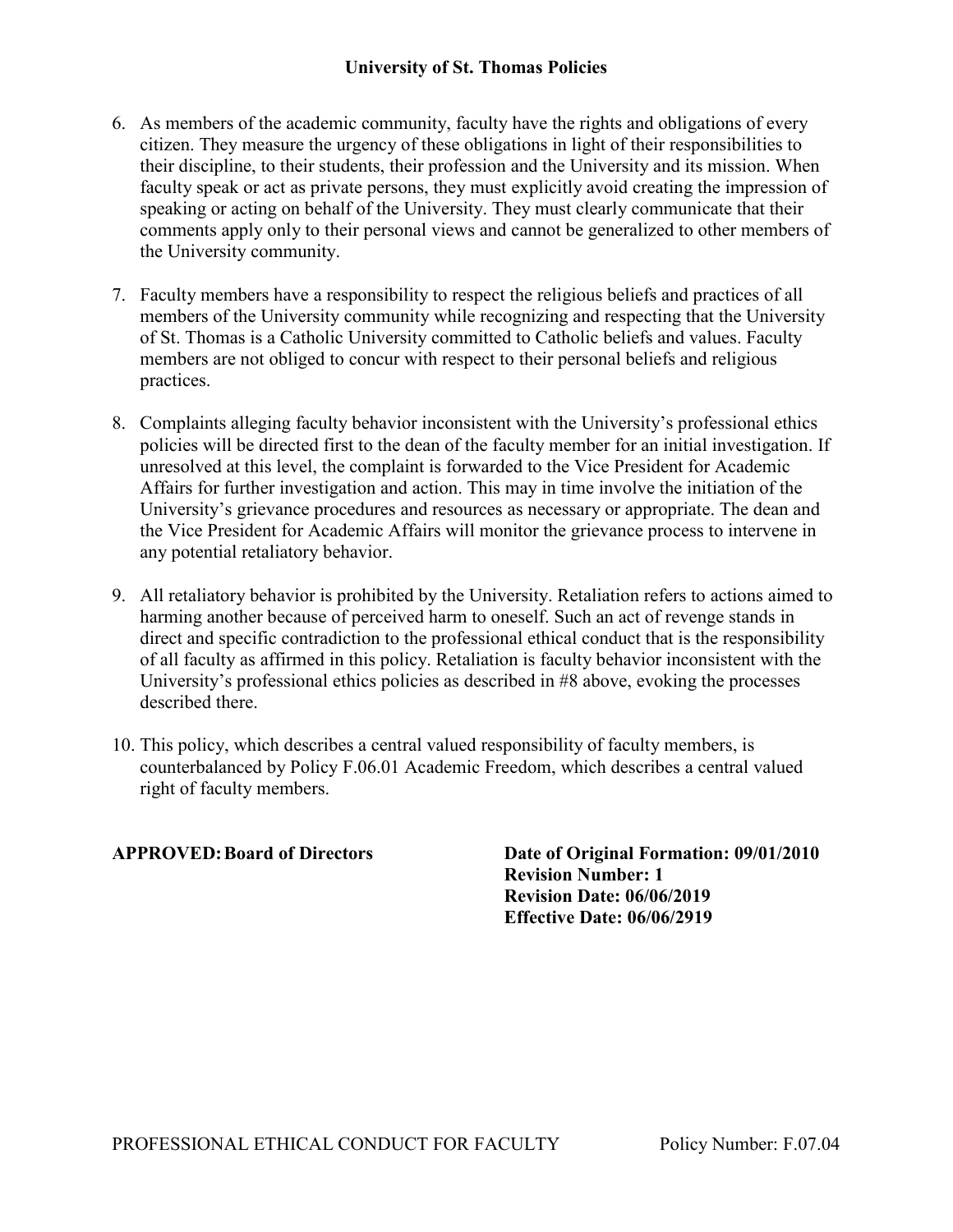6. As members of the academic community, faculty have the rights and obligations of every citizen. They measure the urgency of these obligations in light of their responsibilities to their discipline, to their students, their profession and the University and its mission. When faculty speak or act as private persons, they must explicitly avoid creating the impression of speaking or acting on behalf of the University. They must clearly communicate that their comments apply only to their personal views and cannot be generalized to other members of the University community.

7. Faculty members have a responsibility to respect the religious beliefs and practices of all members of the University community while recognizing and respecting that the University of St. Thomas is a Catholic University committed to Catholic beliefs and values. Faculty members are not obliged to concur with respect to their personal beliefs and religious practices.

8. Complaints alleging faculty behavior inconsistent with the University's professional ethics policies will be directed first to the dean of the faculty member for an initial investigation. If unresolved at this level, the complaint is forwarded to the Vice President for Academic Affairs for further investigation and action. This may in time involve the initiation of the University's grievance procedures and resources as necessary or appropriate. The dean and the Vice President for Academic Affairs will monitor the grievance process to intervene in any potential retaliatory behavior.

9. All retaliatory behavior is prohibited by the University. Retaliation refers to actions aimed to harming another because of perceived harm to oneself. Such an act of revenge stands in direct and specific contradiction to the professional ethical conduct that is the responsibility of all faculty as affirmed in this policy. Retaliation is faculty behavior inconsistent with the University's professional ethics policies as described in #8 above, evoking the processes described there.

10. This policy, which describes a central valued responsibility of faculty members, is counterbalanced by Policy F.06.01 Academic Freedom, which describes a central valued right of faculty members.

**APPROVED: Board of Directors**

**Date of Original Formation: 09/01/2010**
**Revision Number: 1**
**Revision Date: 06/06/2019**
**Effective Date: 06/06/2919**